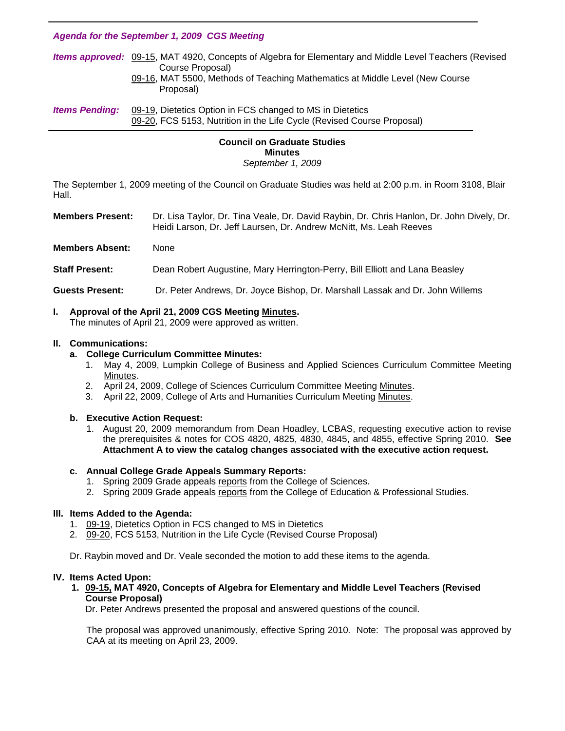*Agenda for the September 1, 2009 CGS Meeting*

***Items approved:*** 09-15, MAT 4920, Concepts of Algebra for Elementary and Middle Level Teachers (Revised Course Proposal)
09-16, MAT 5500, Methods of Teaching Mathematics at Middle Level (New Course Proposal)

***Items Pending:*** 09-19, Dietetics Option in FCS changed to MS in Dietetics
09-20, FCS 5153, Nutrition in the Life Cycle (Revised Course Proposal)

---

**Council on Graduate Studies**
**Minutes**
*September 1, 2009*

The September 1, 2009 meeting of the Council on Graduate Studies was held at 2:00 p.m. in Room 3108, Blair Hall.

**Members Present:** Dr. Lisa Taylor, Dr. Tina Veale, Dr. David Raybin, Dr. Chris Hanlon, Dr. John Dively, Dr. Heidi Larson, Dr. Jeff Laursen, Dr. Andrew McNitt, Ms. Leah Reeves

**Members Absent:** None

**Staff Present:** Dean Robert Augustine, Mary Herrington-Perry, Bill Elliott and Lana Beasley

**Guests Present:** Dr. Peter Andrews, Dr. Joyce Bishop, Dr. Marshall Lassak and Dr. John Willems

**I. Approval of the April 21, 2009 CGS Meeting Minutes.**
The minutes of April 21, 2009 were approved as written.

**II. Communications:**

**a. College Curriculum Committee Minutes:**
1. May 4, 2009, Lumpkin College of Business and Applied Sciences Curriculum Committee Meeting Minutes.
2. April 24, 2009, College of Sciences Curriculum Committee Meeting Minutes.
3. April 22, 2009, College of Arts and Humanities Curriculum Meeting Minutes.

**b. Executive Action Request:**
1. August 20, 2009 memorandum from Dean Hoadley, LCBAS, requesting executive action to revise the prerequisites & notes for COS 4820, 4825, 4830, 4845, and 4855, effective Spring 2010. **See Attachment A to view the catalog changes associated with the executive action request.**

**c. Annual College Grade Appeals Summary Reports:**
1. Spring 2009 Grade appeals reports from the College of Sciences.
2. Spring 2009 Grade appeals reports from the College of Education & Professional Studies.

**III. Items Added to the Agenda:**
1. 09-19, Dietetics Option in FCS changed to MS in Dietetics
2. 09-20, FCS 5153, Nutrition in the Life Cycle (Revised Course Proposal)

Dr. Raybin moved and Dr. Veale seconded the motion to add these items to the agenda.

**IV. Items Acted Upon:**

**1. 09-15, MAT 4920, Concepts of Algebra for Elementary and Middle Level Teachers (Revised Course Proposal)**
Dr. Peter Andrews presented the proposal and answered questions of the council.

The proposal was approved unanimously, effective Spring 2010. Note: The proposal was approved by CAA at its meeting on April 23, 2009.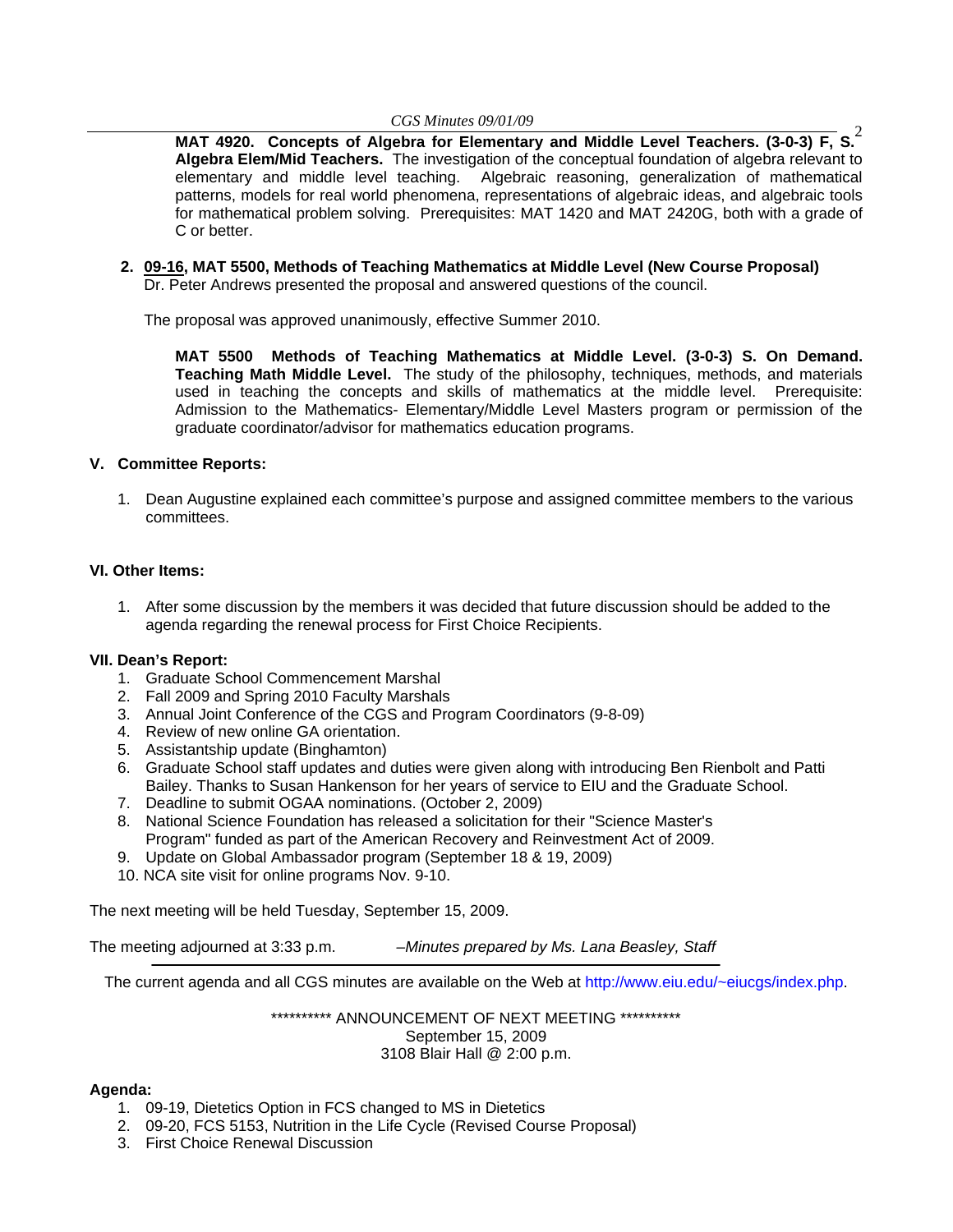**MAT 4920. Concepts of Algebra for Elementary and Middle Level Teachers. (3-0-3) F, S. Algebra Elem/Mid Teachers.** The investigation of the conceptual foundation of algebra relevant to elementary and middle level teaching. Algebraic reasoning, generalization of mathematical patterns, models for real world phenomena, representations of algebraic ideas, and algebraic tools for mathematical problem solving. Prerequisites: MAT 1420 and MAT 2420G, both with a grade of C or better.

2. **09-16, MAT 5500, Methods of Teaching Mathematics at Middle Level (New Course Proposal)**
   Dr. Peter Andrews presented the proposal and answered questions of the council.

   The proposal was approved unanimously, effective Summer 2010.

   **MAT 5500 Methods of Teaching Mathematics at Middle Level. (3-0-3) S. On Demand. Teaching Math Middle Level.** The study of the philosophy, techniques, methods, and materials used in teaching the concepts and skills of mathematics at the middle level. Prerequisite: Admission to the Mathematics- Elementary/Middle Level Masters program or permission of the graduate coordinator/advisor for mathematics education programs.

## V. Committee Reports:

1. Dean Augustine explained each committee's purpose and assigned committee members to the various committees.

## VI. Other Items:

1. After some discussion by the members it was decided that future discussion should be added to the agenda regarding the renewal process for First Choice Recipients.

## VII. Dean's Report:

1. Graduate School Commencement Marshal
2. Fall 2009 and Spring 2010 Faculty Marshals
3. Annual Joint Conference of the CGS and Program Coordinators (9-8-09)
4. Review of new online GA orientation.
5. Assistantship update (Binghamton)
6. Graduate School staff updates and duties were given along with introducing Ben Rienbolt and Patti Bailey. Thanks to Susan Hankenson for her years of service to EIU and the Graduate School.
7. Deadline to submit OGAA nominations. (October 2, 2009)
8. National Science Foundation has released a solicitation for their "Science Master's Program" funded as part of the American Recovery and Reinvestment Act of 2009.
9. Update on Global Ambassador program (September 18 & 19, 2009)
10. NCA site visit for online programs Nov. 9-10.

The next meeting will be held Tuesday, September 15, 2009.

The meeting adjourned at 3:33 p.m. *–Minutes prepared by Ms. Lana Beasley, Staff*

---

The current agenda and all CGS minutes are available on the Web at http://www.eiu.edu/~eiucgs/index.php.

********** ANNOUNCEMENT OF NEXT MEETING **********
September 15, 2009
3108 Blair Hall @ 2:00 p.m.

**Agenda:**

1. 09-19, Dietetics Option in FCS changed to MS in Dietetics
2. 09-20, FCS 5153, Nutrition in the Life Cycle (Revised Course Proposal)
3. First Choice Renewal Discussion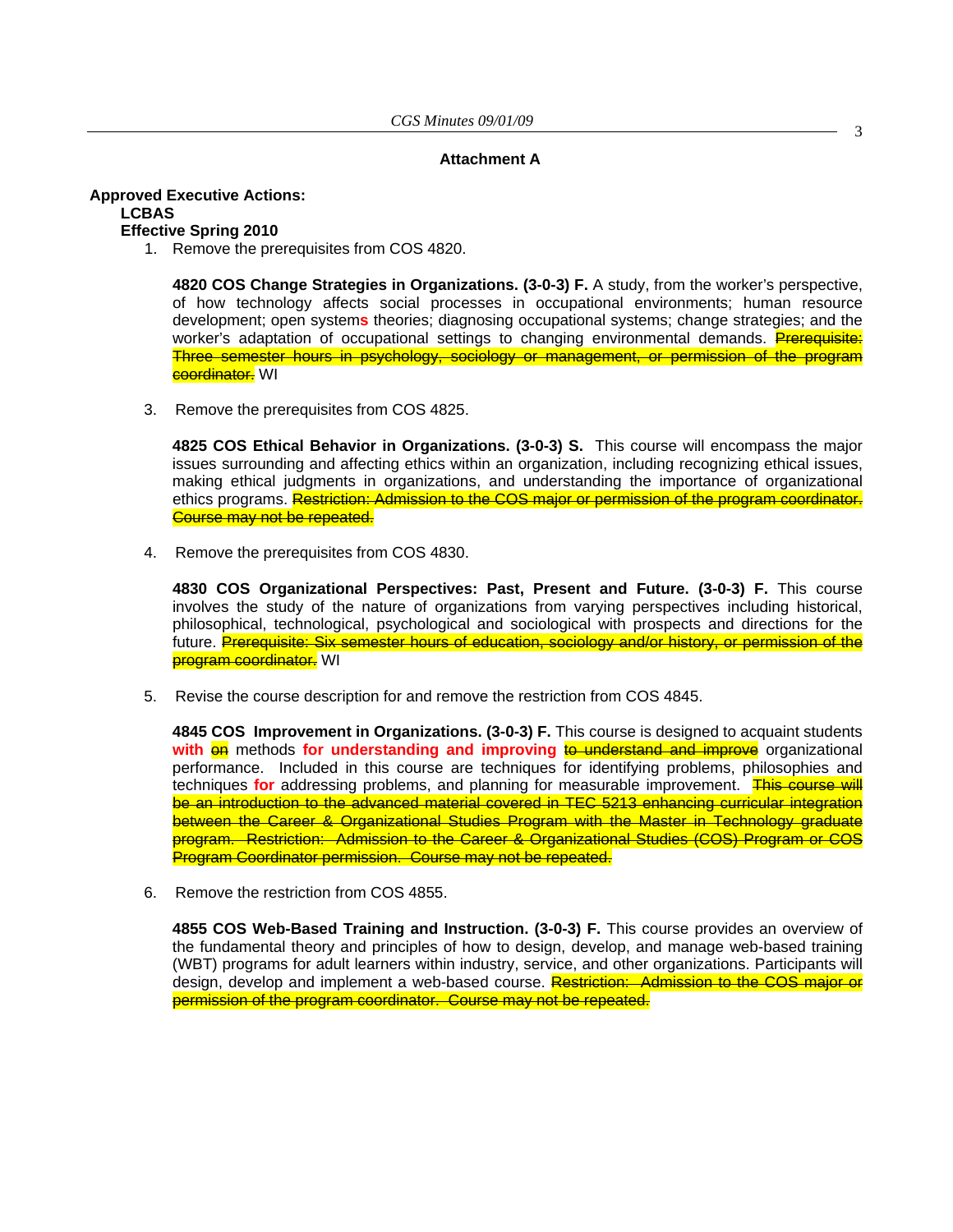**Attachment A**

**Approved Executive Actions:**

**LCBAS**

**Effective Spring 2010**

1. Remove the prerequisites from COS 4820.

 **4820 COS Change Strategies in Organizations. (3-0-3) F.** A study, from the worker's perspective, of how technology affects social processes in occupational environments; human resource development; open systems theories; diagnosing occupational systems; change strategies; and the worker's adaptation of occupational settings to changing environmental demands. ~~Prerequisite: Three semester hours in psychology, sociology or management, or permission of the program coordinator.~~ WI

3. Remove the prerequisites from COS 4825.

 **4825 COS Ethical Behavior in Organizations. (3-0-3) S.** This course will encompass the major issues surrounding and affecting ethics within an organization, including recognizing ethical issues, making ethical judgments in organizations, and understanding the importance of organizational ethics programs. ~~Restriction: Admission to the COS major or permission of the program coordinator. Course may not be repeated.~~

4. Remove the prerequisites from COS 4830.

 **4830 COS Organizational Perspectives: Past, Present and Future. (3-0-3) F.** This course involves the study of the nature of organizations from varying perspectives including historical, philosophical, technological, psychological and sociological with prospects and directions for the future. ~~Prerequisite: Six semester hours of education, sociology and/or history, or permission of the program coordinator.~~ WI

5. Revise the course description for and remove the restriction from COS 4845.

 **4845 COS Improvement in Organizations. (3-0-3) F.** This course is designed to acquaint students **with** ~~on~~ methods **for understanding and improving** ~~to understand and improve~~ organizational performance. Included in this course are techniques for identifying problems, philosophies and techniques **for** addressing problems, and planning for measurable improvement. ~~This course will be an introduction to the advanced material covered in TEC 5213 enhancing curricular integration between the Career & Organizational Studies Program with the Master in Technology graduate program. Restriction: Admission to the Career & Organizational Studies (COS) Program or COS Program Coordinator permission. Course may not be repeated.~~

6. Remove the restriction from COS 4855.

 **4855 COS Web-Based Training and Instruction. (3-0-3) F.** This course provides an overview of the fundamental theory and principles of how to design, develop, and manage web-based training (WBT) programs for adult learners within industry, service, and other organizations. Participants will design, develop and implement a web-based course. ~~Restriction: Admission to the COS major or permission of the program coordinator. Course may not be repeated.~~